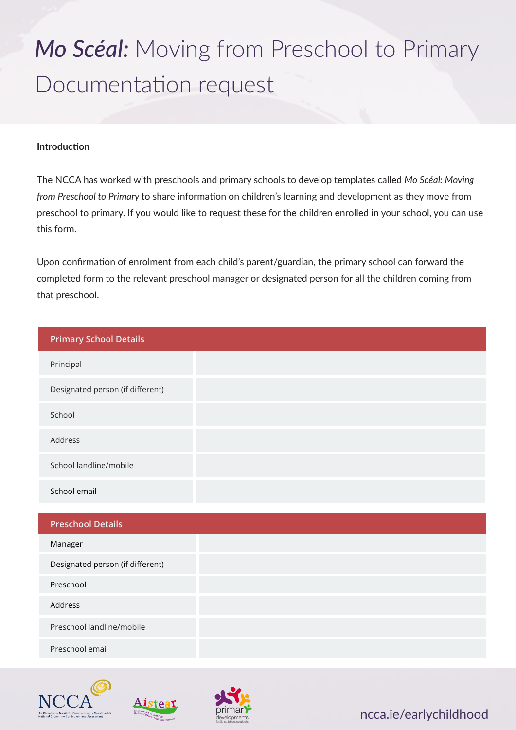# *Mo Scéal:* Moving from Preschool to Primary Documentation request

**Introduction**

The NCCA has worked with preschools and primary schools to develop templates called *Mo Scéal: Moving from Preschool to Primary* to share information on children's learning and development as they move from preschool to primary. If you would like to request these for the children enrolled in your school, you can use this form.

Upon confirmation of enrolment from each child's parent/guardian, the primary school can forward the completed form to the relevant preschool manager or designated person for all the children coming from that preschool.

| Primary School Details | |
|---|---|
| Principal | |
| Designated person (if different) | |
| School | |
| Address | |
| School landline/mobile | |
| School email | |

| Preschool Details | |
|---|---|
| Manager | |
| Designated person (if different) | |
| Preschool | |
| Address | |
| Preschool landline/mobile | |
| Preschool email | |

ncca.ie/earlychildhood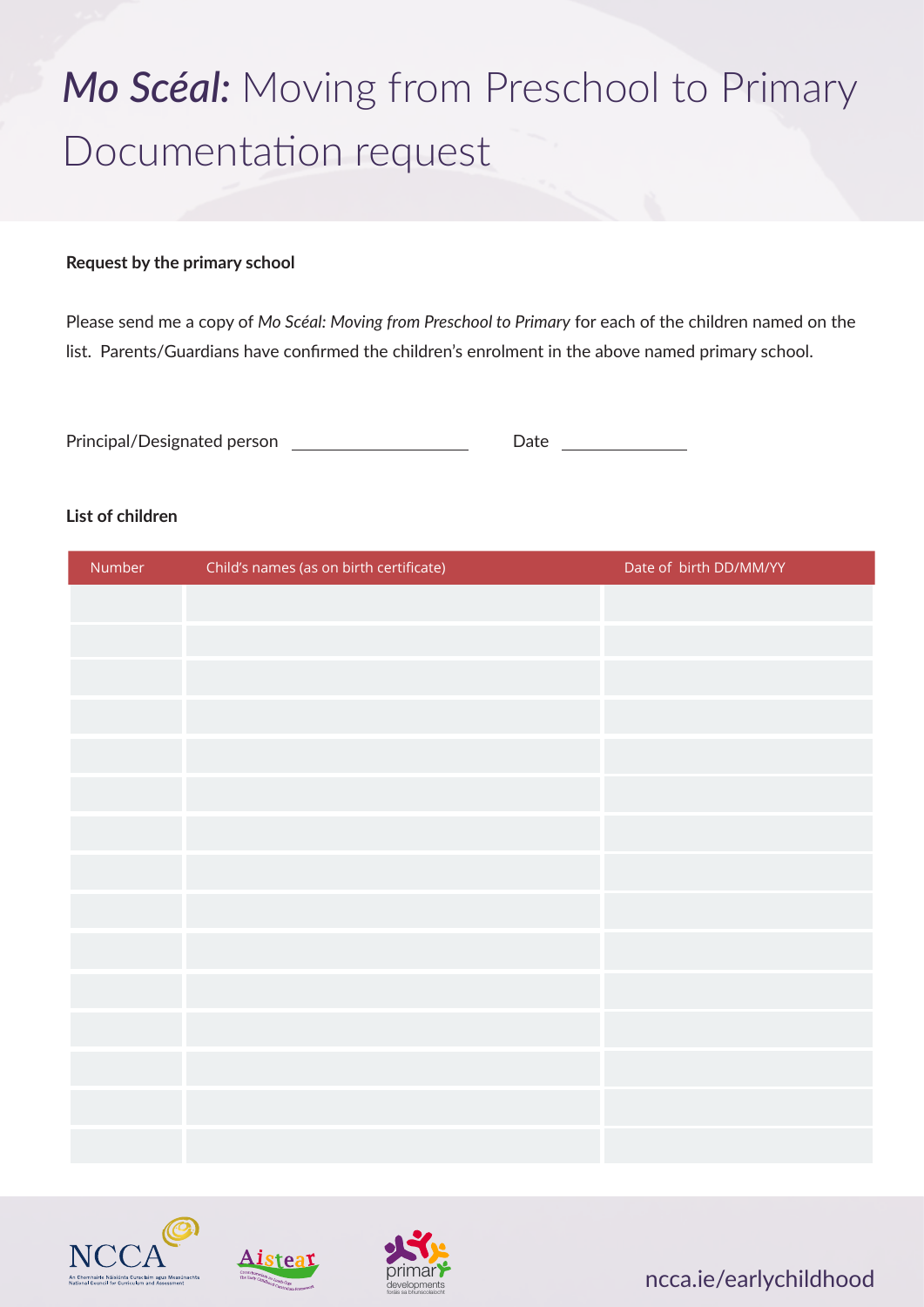# *Mo Scéal:* Moving from Preschool to Primary Documentation request

**Request by the primary school**

Please send me a copy of *Mo Scéal: Moving from Preschool to Primary* for each of the children named on the list. Parents/Guardians have confirmed the children's enrolment in the above named primary school.

Principal/Designated person ____________________ Date ______________

**List of children**

| Number | Child's names (as on birth certificate) | Date of birth DD/MM/YY |
|---|---|---|
| | | |
| | | |
| | | |
| | | |
| | | |
| | | |
| | | |
| | | |
| | | |
| | | |
| | | |
| | | |
| | | |
| | | |
| | | |

ncca.ie/earlychildhood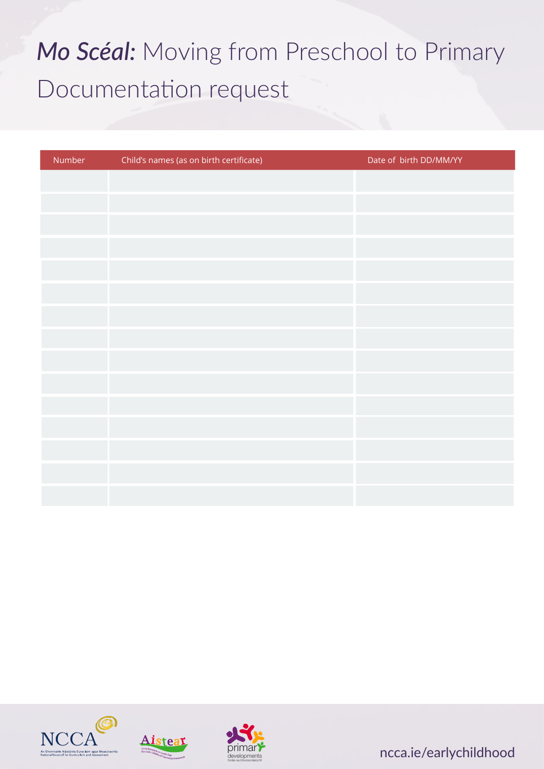# *Mo Scéal:* Moving from Preschool to Primary Documentation request

| Number | Child's names (as on birth certificate) | Date of birth DD/MM/YY |
|---|---|---|
| | | |
| | | |
| | | |
| | | |
| | | |
| | | |
| | | |
| | | |
| | | |
| | | |
| | | |
| | | |
| | | |
| | | |
| | | |

ncca.ie/earlychildhood